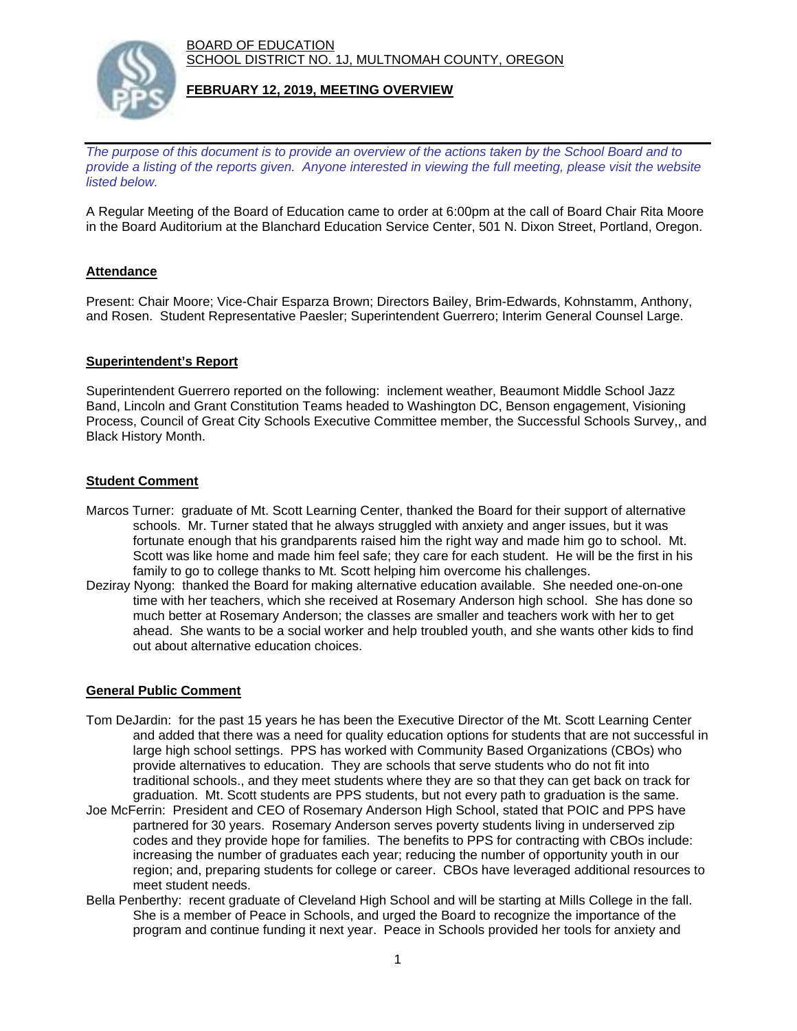BOARD OF EDUCATION
SCHOOL DISTRICT NO. 1J, MULTNOMAH COUNTY, OREGON

**FEBRUARY 12, 2019, MEETING OVERVIEW**

*The purpose of this document is to provide an overview of the actions taken by the School Board and to provide a listing of the reports given. Anyone interested in viewing the full meeting, please visit the website listed below.*

A Regular Meeting of the Board of Education came to order at 6:00pm at the call of Board Chair Rita Moore in the Board Auditorium at the Blanchard Education Service Center, 501 N. Dixon Street, Portland, Oregon.

## Attendance

Present: Chair Moore; Vice-Chair Esparza Brown; Directors Bailey, Brim-Edwards, Kohnstamm, Anthony, and Rosen. Student Representative Paesler; Superintendent Guerrero; Interim General Counsel Large.

## Superintendent's Report

Superintendent Guerrero reported on the following: inclement weather, Beaumont Middle School Jazz Band, Lincoln and Grant Constitution Teams headed to Washington DC, Benson engagement, Visioning Process, Council of Great City Schools Executive Committee member, the Successful Schools Survey,, and Black History Month.

## Student Comment

Marcos Turner: graduate of Mt. Scott Learning Center, thanked the Board for their support of alternative schools. Mr. Turner stated that he always struggled with anxiety and anger issues, but it was fortunate enough that his grandparents raised him the right way and made him go to school. Mt. Scott was like home and made him feel safe; they care for each student. He will be the first in his family to go to college thanks to Mt. Scott helping him overcome his challenges.

Deziray Nyong: thanked the Board for making alternative education available. She needed one-on-one time with her teachers, which she received at Rosemary Anderson high school. She has done so much better at Rosemary Anderson; the classes are smaller and teachers work with her to get ahead. She wants to be a social worker and help troubled youth, and she wants other kids to find out about alternative education choices.

## General Public Comment

Tom DeJardin: for the past 15 years he has been the Executive Director of the Mt. Scott Learning Center and added that there was a need for quality education options for students that are not successful in large high school settings. PPS has worked with Community Based Organizations (CBOs) who provide alternatives to education. They are schools that serve students who do not fit into traditional schools., and they meet students where they are so that they can get back on track for graduation. Mt. Scott students are PPS students, but not every path to graduation is the same.

Joe McFerrin: President and CEO of Rosemary Anderson High School, stated that POIC and PPS have partnered for 30 years. Rosemary Anderson serves poverty students living in underserved zip codes and they provide hope for families. The benefits to PPS for contracting with CBOs include: increasing the number of graduates each year; reducing the number of opportunity youth in our region; and, preparing students for college or career. CBOs have leveraged additional resources to meet student needs.

Bella Penberthy: recent graduate of Cleveland High School and will be starting at Mills College in the fall. She is a member of Peace in Schools, and urged the Board to recognize the importance of the program and continue funding it next year. Peace in Schools provided her tools for anxiety and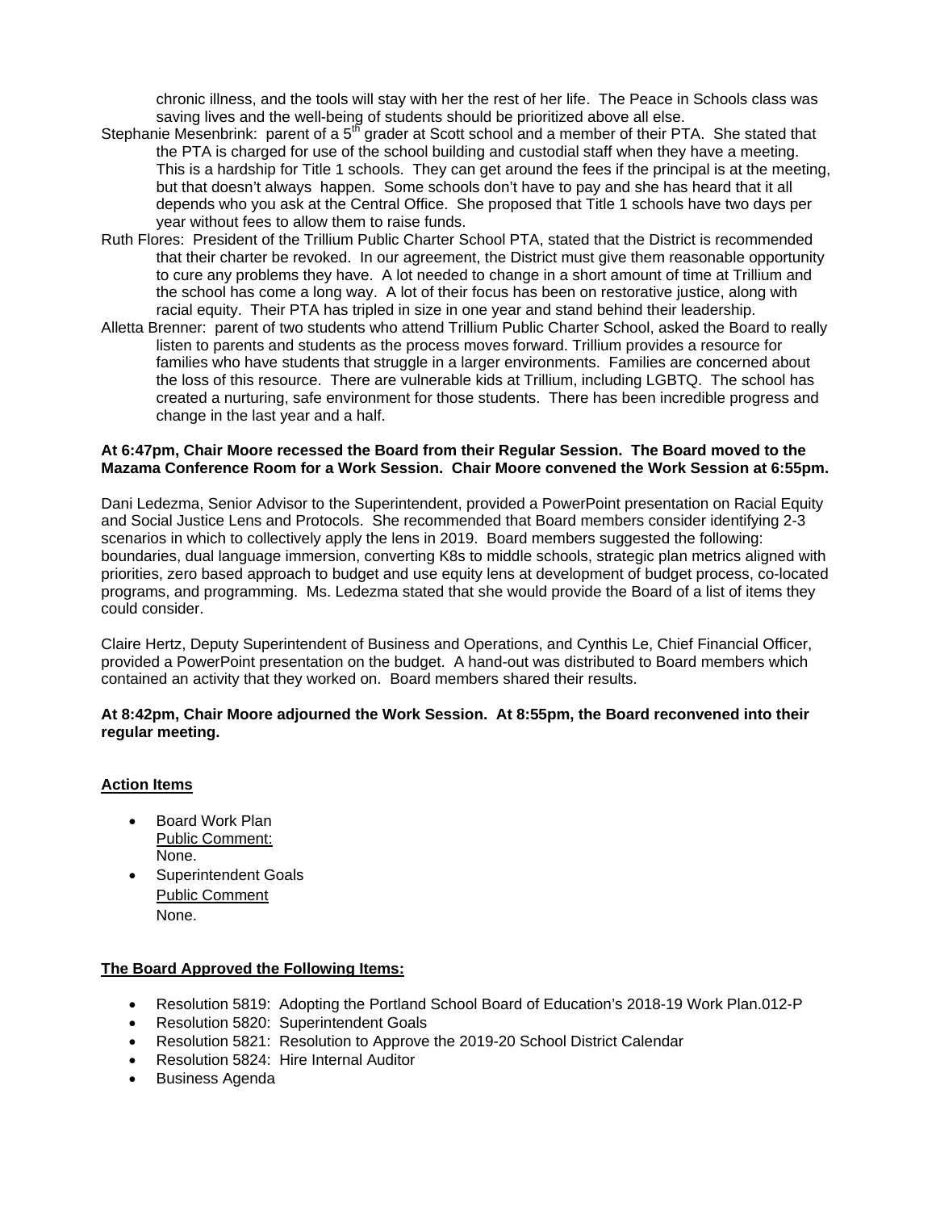chronic illness, and the tools will stay with her the rest of her life. The Peace in Schools class was saving lives and the well-being of students should be prioritized above all else.

Stephanie Mesenbrink: parent of a 5th grader at Scott school and a member of their PTA. She stated that the PTA is charged for use of the school building and custodial staff when they have a meeting. This is a hardship for Title 1 schools. They can get around the fees if the principal is at the meeting, but that doesn't always happen. Some schools don't have to pay and she has heard that it all depends who you ask at the Central Office. She proposed that Title 1 schools have two days per year without fees to allow them to raise funds.

Ruth Flores: President of the Trillium Public Charter School PTA, stated that the District is recommended that their charter be revoked. In our agreement, the District must give them reasonable opportunity to cure any problems they have. A lot needed to change in a short amount of time at Trillium and the school has come a long way. A lot of their focus has been on restorative justice, along with racial equity. Their PTA has tripled in size in one year and stand behind their leadership.

Alletta Brenner: parent of two students who attend Trillium Public Charter School, asked the Board to really listen to parents and students as the process moves forward. Trillium provides a resource for families who have students that struggle in a larger environments. Families are concerned about the loss of this resource. There are vulnerable kids at Trillium, including LGBTQ. The school has created a nurturing, safe environment for those students. There has been incredible progress and change in the last year and a half.

**At 6:47pm, Chair Moore recessed the Board from their Regular Session. The Board moved to the Mazama Conference Room for a Work Session. Chair Moore convened the Work Session at 6:55pm.**

Dani Ledezma, Senior Advisor to the Superintendent, provided a PowerPoint presentation on Racial Equity and Social Justice Lens and Protocols. She recommended that Board members consider identifying 2-3 scenarios in which to collectively apply the lens in 2019. Board members suggested the following: boundaries, dual language immersion, converting K8s to middle schools, strategic plan metrics aligned with priorities, zero based approach to budget and use equity lens at development of budget process, co-located programs, and programming. Ms. Ledezma stated that she would provide the Board of a list of items they could consider.

Claire Hertz, Deputy Superintendent of Business and Operations, and Cynthis Le, Chief Financial Officer, provided a PowerPoint presentation on the budget. A hand-out was distributed to Board members which contained an activity that they worked on. Board members shared their results.

**At 8:42pm, Chair Moore adjourned the Work Session. At 8:55pm, the Board reconvened into their regular meeting.**

**Action Items**

- Board Work Plan
  Public Comment:
  None.
- Superintendent Goals
  Public Comment
  None.

**The Board Approved the Following Items:**

- Resolution 5819: Adopting the Portland School Board of Education's 2018-19 Work Plan.012-P
- Resolution 5820: Superintendent Goals
- Resolution 5821: Resolution to Approve the 2019-20 School District Calendar
- Resolution 5824: Hire Internal Auditor
- Business Agenda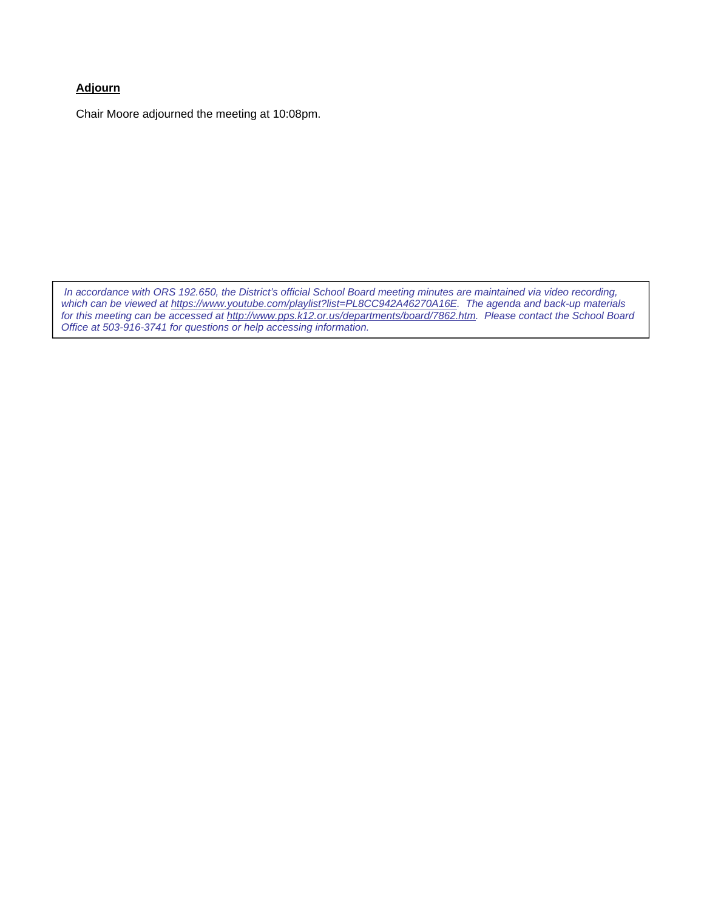**Adjourn**

Chair Moore adjourned the meeting at 10:08pm.

*In accordance with ORS 192.650, the District's official School Board meeting minutes are maintained via video recording, which can be viewed at https://www.youtube.com/playlist?list=PL8CC942A46270A16E. The agenda and back-up materials for this meeting can be accessed at http://www.pps.k12.or.us/departments/board/7862.htm. Please contact the School Board Office at 503-916-3741 for questions or help accessing information.*